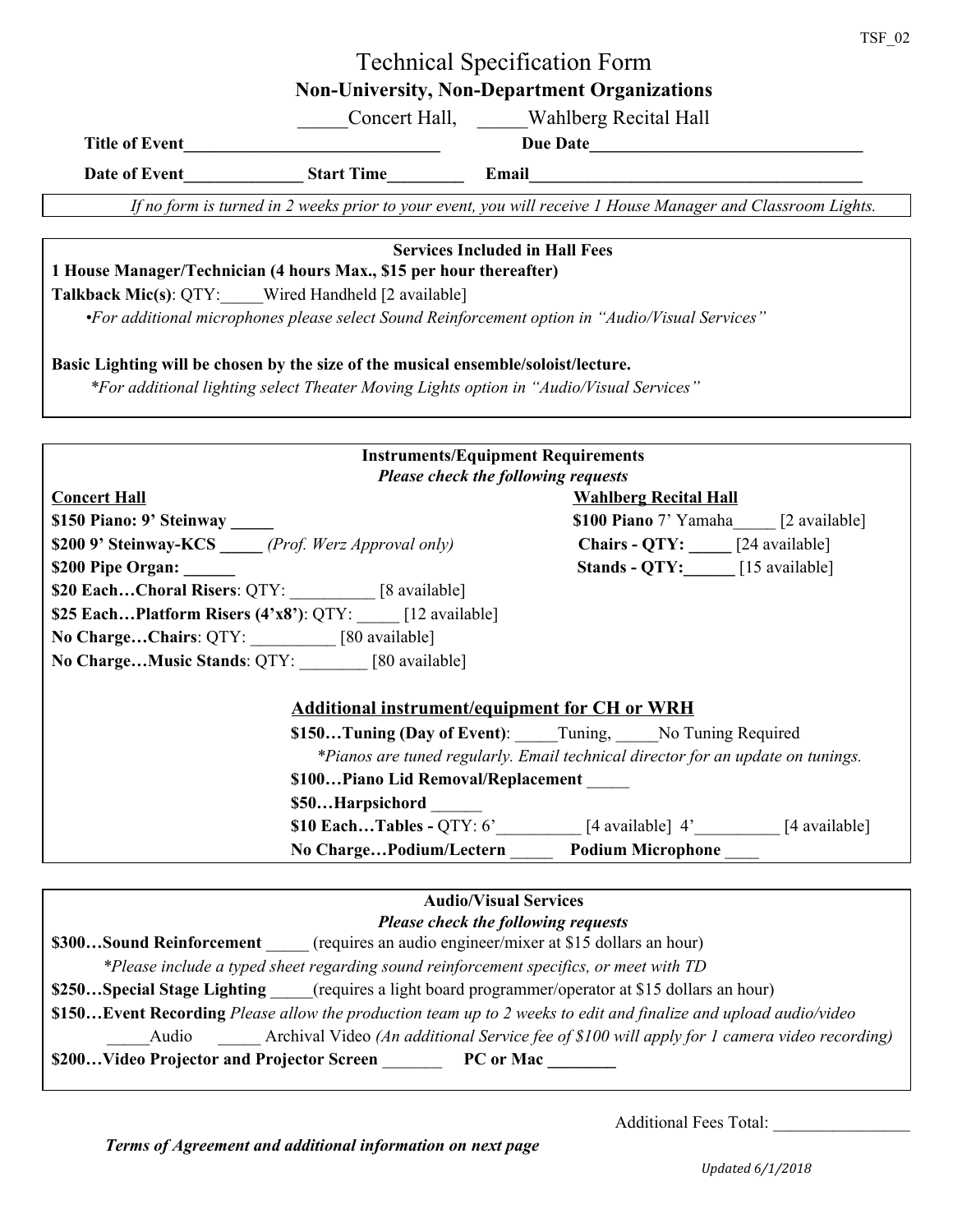# Technical Specification Form

## Non-University, Non-Department Organizations

_____Concert Hall, _____Wahlberg Recital Hall

**Title of Event**______________________________ **Due Date**_______________________________

**Date of Event**_____________ **Start Time**________ **Email**______________________________________

*If no form is turned in 2 weeks prior to your event, you will receive 1 House Manager and Classroom Lights.*

---

**Services Included in Hall Fees**

**1 House Manager/Technician (4 hours Max., $15 per hour thereafter)**

**Talkback Mic(s)**: QTY:_____Wired Handheld [2 available]

•*For additional microphones please select Sound Reinforcement option in "Audio/Visual Services"*

**Basic Lighting will be chosen by the size of the musical ensemble/soloist/lecture.**

*\*For additional lighting select Theater Moving Lights option in "Audio/Visual Services"*

---

**Instruments/Equipment Requirements**

***Please check the following requests***

**Concert Hall**

**$150 Piano: 9' Steinway** _____

**$200 9' Steinway-KCS** _____ *(Prof. Werz Approval only)*

**$200 Pipe Organ:** ______

**$20 Each…Choral Risers**: QTY: __________ [8 available]

**$25 Each…Platform Risers (4'x8')**: QTY: _____ [12 available]

**No Charge…Chairs**: QTY: __________ [80 available]

**No Charge…Music Stands**: QTY: ________ [80 available]

**Wahlberg Recital Hall**

**$100 Piano** 7' Yamaha_____ [2 available]

**Chairs - QTY:** _____ [24 available]

**Stands - QTY:**______ [15 available]

**Additional instrument/equipment for CH or WRH**

**$150…Tuning (Day of Event)**: _____Tuning, _____No Tuning Required

*\*Pianos are tuned regularly. Email technical director for an update on tunings.*

**$100…Piano Lid Removal/Replacement** _____

**$50…Harpsichord** ______

**$10 Each…Tables -** QTY: 6'__________ [4 available] 4'__________ [4 available]

**No Charge…Podium/Lectern** _____ **Podium Microphone** ____

---

**Audio/Visual Services**

***Please check the following requests***

**$300…Sound Reinforcement** _____ (requires an audio engineer/mixer at $15 dollars an hour)

*\*Please include a typed sheet regarding sound reinforcement specifics, or meet with TD*

**$250…Special Stage Lighting** _____(requires a light board programmer/operator at $15 dollars an hour)

**$150…Event Recording** *Please allow the production team up to 2 weeks to edit and finalize and upload audio/video*

_____Audio _____ Archival Video *(An additional Service fee of $100 will apply for 1 camera video recording)*

**$200…Video Projector and Projector Screen** _______ **PC or Mac** ________

---

Additional Fees Total: ________________

***Terms of Agreement and additional information on next page***

*Updated 6/1/2018*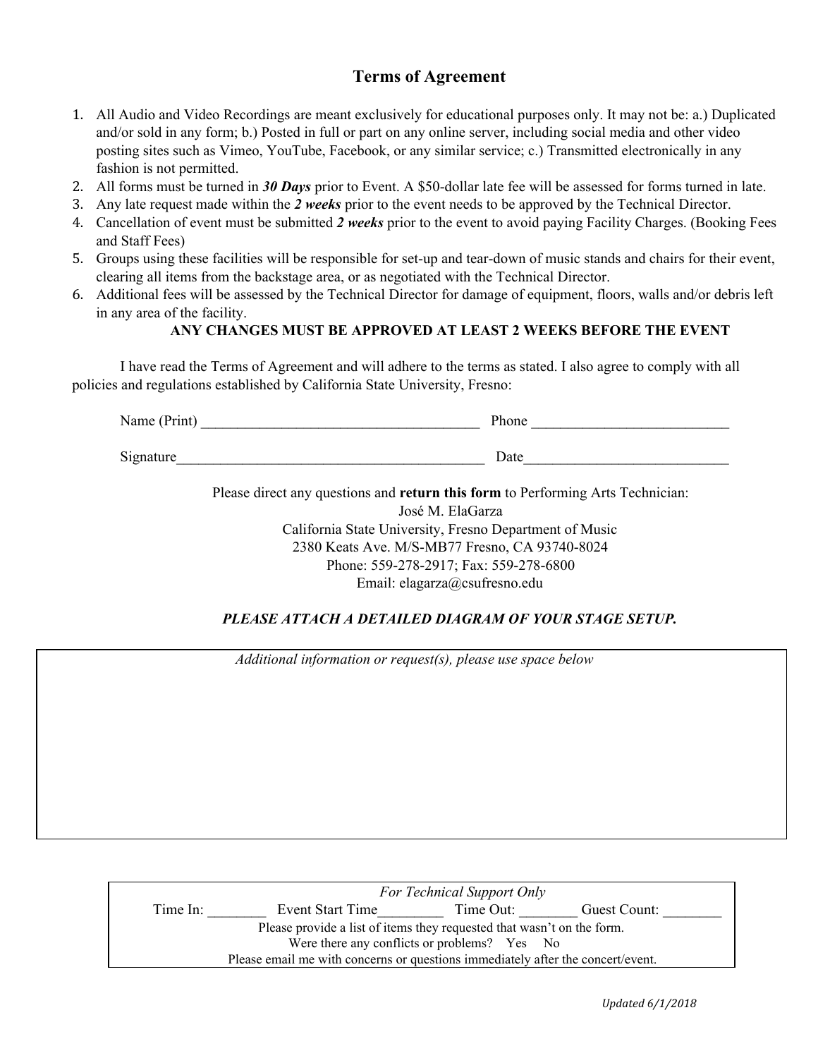## Terms of Agreement

1. All Audio and Video Recordings are meant exclusively for educational purposes only. It may not be: a.) Duplicated and/or sold in any form; b.) Posted in full or part on any online server, including social media and other video posting sites such as Vimeo, YouTube, Facebook, or any similar service; c.) Transmitted electronically in any fashion is not permitted.
2. All forms must be turned in ***30 Days*** prior to Event. A $50-dollar late fee will be assessed for forms turned in late.
3. Any late request made within the ***2 weeks*** prior to the event needs to be approved by the Technical Director.
4. Cancellation of event must be submitted ***2 weeks*** prior to the event to avoid paying Facility Charges. (Booking Fees and Staff Fees)
5. Groups using these facilities will be responsible for set-up and tear-down of music stands and chairs for their event, clearing all items from the backstage area, or as negotiated with the Technical Director.
6. Additional fees will be assessed by the Technical Director for damage of equipment, floors, walls and/or debris left in any area of the facility.

**ANY CHANGES MUST BE APPROVED AT LEAST 2 WEEKS BEFORE THE EVENT**

I have read the Terms of Agreement and will adhere to the terms as stated. I also agree to comply with all policies and regulations established by California State University, Fresno:

Name (Print) _______________________________________ Phone ___________________________

Signature___________________________________________ Date____________________________

Please direct any questions and **return this form** to Performing Arts Technician:
José M. ElaGarza
California State University, Fresno Department of Music
2380 Keats Ave. M/S-MB77 Fresno, CA 93740-8024
Phone: 559-278-2917; Fax: 559-278-6800
Email: elagarza@csufresno.edu

***PLEASE ATTACH A DETAILED DIAGRAM OF YOUR STAGE SETUP.***

*Additional information or request(s), please use space below*

*For Technical Support Only*

Time In: ________ Event Start Time_________ Time Out: ________ Guest Count: ________

Please provide a list of items they requested that wasn't on the form.

Were there any conflicts or problems? Yes No

Please email me with concerns or questions immediately after the concert/event.

*Updated 6/1/2018*